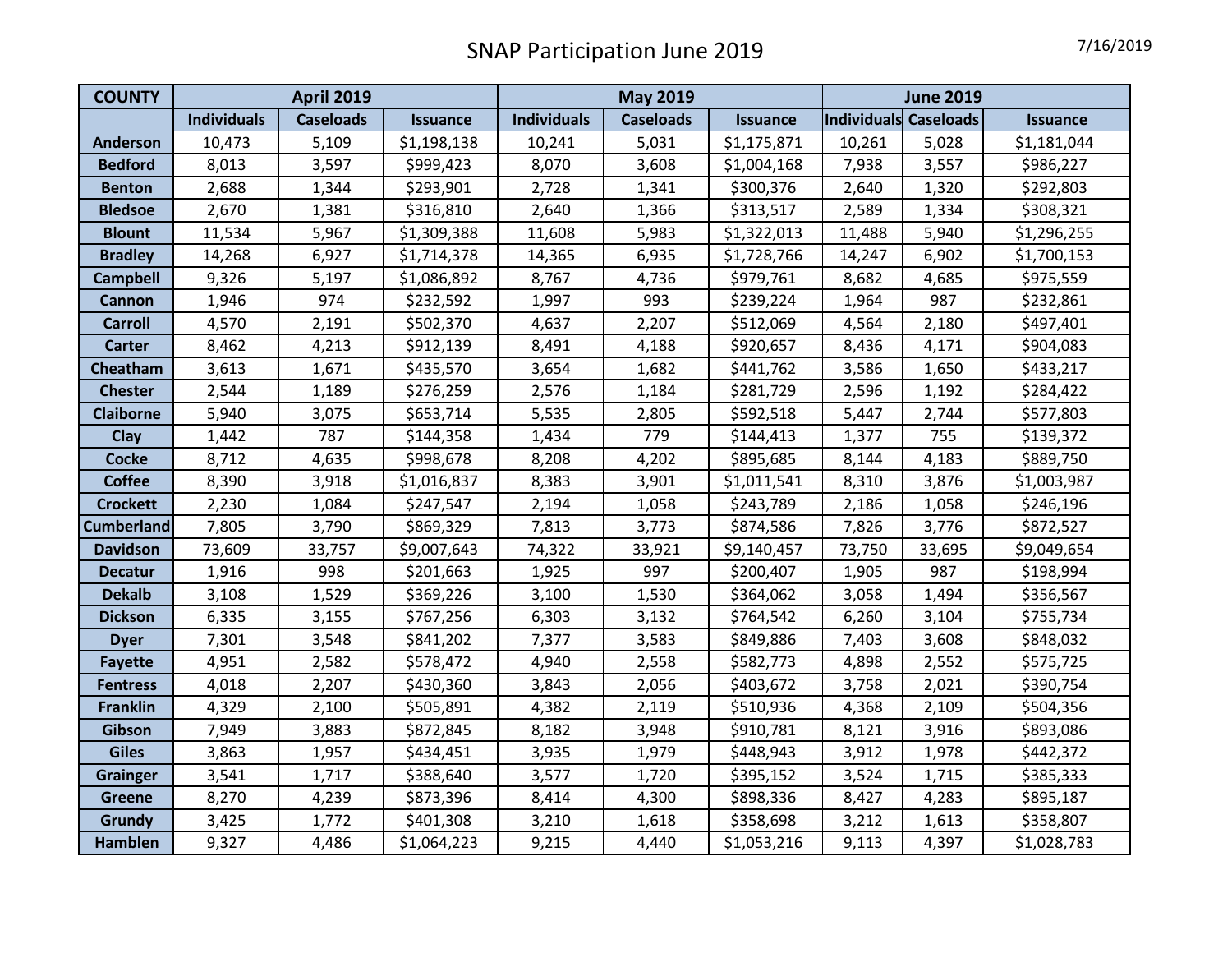# SNAP Participation June 2019

7/16/2019

| COUNTY | April 2019 | | | May 2019 | | | June 2019 | | |
|---|---|---|---|---|---|---|---|---|---|
| | Individuals | Caseloads | Issuance | Individuals | Caseloads | Issuance | Individuals | Caseloads | Issuance |
| Anderson | 10,473 | 5,109 | $1,198,138 | 10,241 | 5,031 | $1,175,871 | 10,261 | 5,028 | $1,181,044 |
| Bedford | 8,013 | 3,597 | $999,423 | 8,070 | 3,608 | $1,004,168 | 7,938 | 3,557 | $986,227 |
| Benton | 2,688 | 1,344 | $293,901 | 2,728 | 1,341 | $300,376 | 2,640 | 1,320 | $292,803 |
| Bledsoe | 2,670 | 1,381 | $316,810 | 2,640 | 1,366 | $313,517 | 2,589 | 1,334 | $308,321 |
| Blount | 11,534 | 5,967 | $1,309,388 | 11,608 | 5,983 | $1,322,013 | 11,488 | 5,940 | $1,296,255 |
| Bradley | 14,268 | 6,927 | $1,714,378 | 14,365 | 6,935 | $1,728,766 | 14,247 | 6,902 | $1,700,153 |
| Campbell | 9,326 | 5,197 | $1,086,892 | 8,767 | 4,736 | $979,761 | 8,682 | 4,685 | $975,559 |
| Cannon | 1,946 | 974 | $232,592 | 1,997 | 993 | $239,224 | 1,964 | 987 | $232,861 |
| Carroll | 4,570 | 2,191 | $502,370 | 4,637 | 2,207 | $512,069 | 4,564 | 2,180 | $497,401 |
| Carter | 8,462 | 4,213 | $912,139 | 8,491 | 4,188 | $920,657 | 8,436 | 4,171 | $904,083 |
| Cheatham | 3,613 | 1,671 | $435,570 | 3,654 | 1,682 | $441,762 | 3,586 | 1,650 | $433,217 |
| Chester | 2,544 | 1,189 | $276,259 | 2,576 | 1,184 | $281,729 | 2,596 | 1,192 | $284,422 |
| Claiborne | 5,940 | 3,075 | $653,714 | 5,535 | 2,805 | $592,518 | 5,447 | 2,744 | $577,803 |
| Clay | 1,442 | 787 | $144,358 | 1,434 | 779 | $144,413 | 1,377 | 755 | $139,372 |
| Cocke | 8,712 | 4,635 | $998,678 | 8,208 | 4,202 | $895,685 | 8,144 | 4,183 | $889,750 |
| Coffee | 8,390 | 3,918 | $1,016,837 | 8,383 | 3,901 | $1,011,541 | 8,310 | 3,876 | $1,003,987 |
| Crockett | 2,230 | 1,084 | $247,547 | 2,194 | 1,058 | $243,789 | 2,186 | 1,058 | $246,196 |
| Cumberland | 7,805 | 3,790 | $869,329 | 7,813 | 3,773 | $874,586 | 7,826 | 3,776 | $872,527 |
| Davidson | 73,609 | 33,757 | $9,007,643 | 74,322 | 33,921 | $9,140,457 | 73,750 | 33,695 | $9,049,654 |
| Decatur | 1,916 | 998 | $201,663 | 1,925 | 997 | $200,407 | 1,905 | 987 | $198,994 |
| Dekalb | 3,108 | 1,529 | $369,226 | 3,100 | 1,530 | $364,062 | 3,058 | 1,494 | $356,567 |
| Dickson | 6,335 | 3,155 | $767,256 | 6,303 | 3,132 | $764,542 | 6,260 | 3,104 | $755,734 |
| Dyer | 7,301 | 3,548 | $841,202 | 7,377 | 3,583 | $849,886 | 7,403 | 3,608 | $848,032 |
| Fayette | 4,951 | 2,582 | $578,472 | 4,940 | 2,558 | $582,773 | 4,898 | 2,552 | $575,725 |
| Fentress | 4,018 | 2,207 | $430,360 | 3,843 | 2,056 | $403,672 | 3,758 | 2,021 | $390,754 |
| Franklin | 4,329 | 2,100 | $505,891 | 4,382 | 2,119 | $510,936 | 4,368 | 2,109 | $504,356 |
| Gibson | 7,949 | 3,883 | $872,845 | 8,182 | 3,948 | $910,781 | 8,121 | 3,916 | $893,086 |
| Giles | 3,863 | 1,957 | $434,451 | 3,935 | 1,979 | $448,943 | 3,912 | 1,978 | $442,372 |
| Grainger | 3,541 | 1,717 | $388,640 | 3,577 | 1,720 | $395,152 | 3,524 | 1,715 | $385,333 |
| Greene | 8,270 | 4,239 | $873,396 | 8,414 | 4,300 | $898,336 | 8,427 | 4,283 | $895,187 |
| Grundy | 3,425 | 1,772 | $401,308 | 3,210 | 1,618 | $358,698 | 3,212 | 1,613 | $358,807 |
| Hamblen | 9,327 | 4,486 | $1,064,223 | 9,215 | 4,440 | $1,053,216 | 9,113 | 4,397 | $1,028,783 |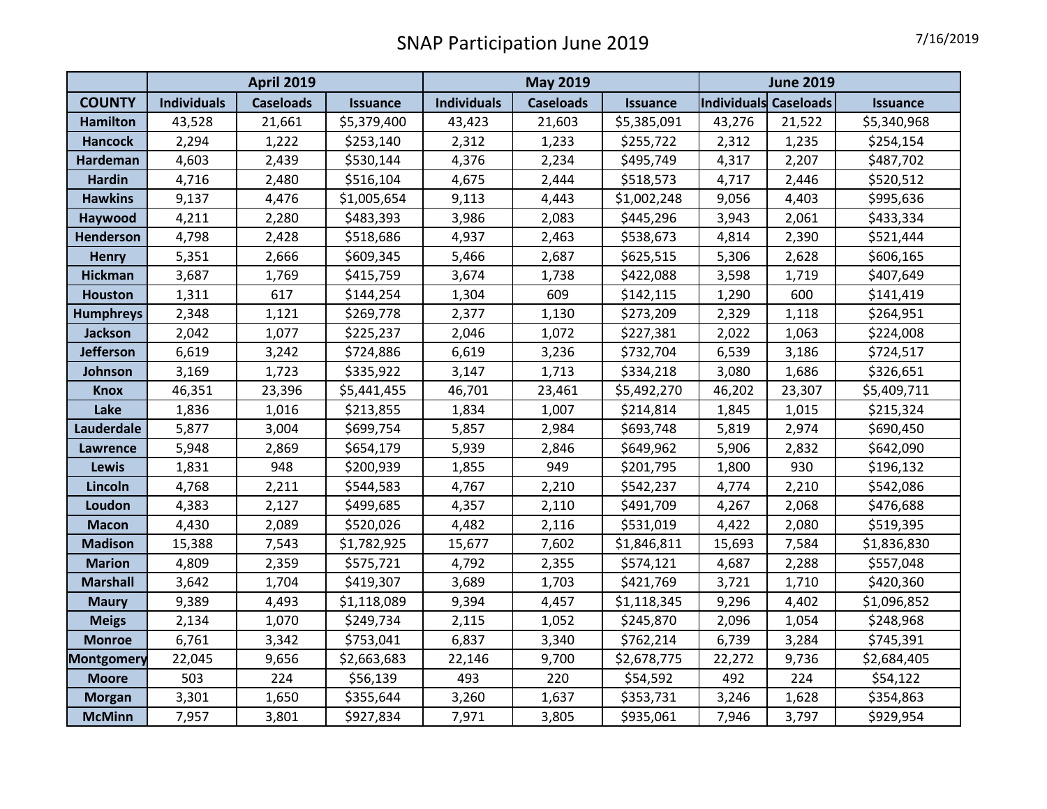# SNAP Participation June 2019

7/16/2019

| | April 2019 | | | May 2019 | | | June 2019 | | |
|---|---|---|---|---|---|---|---|---|---|
| **COUNTY** | **Individuals** | **Caseloads** | **Issuance** | **Individuals** | **Caseloads** | **Issuance** | **Individuals** | **Caseloads** | **Issuance** |
| **Hamilton** | 43,528 | 21,661 | $5,379,400 | 43,423 | 21,603 | $5,385,091 | 43,276 | 21,522 | $5,340,968 |
| **Hancock** | 2,294 | 1,222 | $253,140 | 2,312 | 1,233 | $255,722 | 2,312 | 1,235 | $254,154 |
| **Hardeman** | 4,603 | 2,439 | $530,144 | 4,376 | 2,234 | $495,749 | 4,317 | 2,207 | $487,702 |
| **Hardin** | 4,716 | 2,480 | $516,104 | 4,675 | 2,444 | $518,573 | 4,717 | 2,446 | $520,512 |
| **Hawkins** | 9,137 | 4,476 | $1,005,654 | 9,113 | 4,443 | $1,002,248 | 9,056 | 4,403 | $995,636 |
| **Haywood** | 4,211 | 2,280 | $483,393 | 3,986 | 2,083 | $445,296 | 3,943 | 2,061 | $433,334 |
| **Henderson** | 4,798 | 2,428 | $518,686 | 4,937 | 2,463 | $538,673 | 4,814 | 2,390 | $521,444 |
| **Henry** | 5,351 | 2,666 | $609,345 | 5,466 | 2,687 | $625,515 | 5,306 | 2,628 | $606,165 |
| **Hickman** | 3,687 | 1,769 | $415,759 | 3,674 | 1,738 | $422,088 | 3,598 | 1,719 | $407,649 |
| **Houston** | 1,311 | 617 | $144,254 | 1,304 | 609 | $142,115 | 1,290 | 600 | $141,419 |
| **Humphreys** | 2,348 | 1,121 | $269,778 | 2,377 | 1,130 | $273,209 | 2,329 | 1,118 | $264,951 |
| **Jackson** | 2,042 | 1,077 | $225,237 | 2,046 | 1,072 | $227,381 | 2,022 | 1,063 | $224,008 |
| **Jefferson** | 6,619 | 3,242 | $724,886 | 6,619 | 3,236 | $732,704 | 6,539 | 3,186 | $724,517 |
| **Johnson** | 3,169 | 1,723 | $335,922 | 3,147 | 1,713 | $334,218 | 3,080 | 1,686 | $326,651 |
| **Knox** | 46,351 | 23,396 | $5,441,455 | 46,701 | 23,461 | $5,492,270 | 46,202 | 23,307 | $5,409,711 |
| **Lake** | 1,836 | 1,016 | $213,855 | 1,834 | 1,007 | $214,814 | 1,845 | 1,015 | $215,324 |
| **Lauderdale** | 5,877 | 3,004 | $699,754 | 5,857 | 2,984 | $693,748 | 5,819 | 2,974 | $690,450 |
| **Lawrence** | 5,948 | 2,869 | $654,179 | 5,939 | 2,846 | $649,962 | 5,906 | 2,832 | $642,090 |
| **Lewis** | 1,831 | 948 | $200,939 | 1,855 | 949 | $201,795 | 1,800 | 930 | $196,132 |
| **Lincoln** | 4,768 | 2,211 | $544,583 | 4,767 | 2,210 | $542,237 | 4,774 | 2,210 | $542,086 |
| **Loudon** | 4,383 | 2,127 | $499,685 | 4,357 | 2,110 | $491,709 | 4,267 | 2,068 | $476,688 |
| **Macon** | 4,430 | 2,089 | $520,026 | 4,482 | 2,116 | $531,019 | 4,422 | 2,080 | $519,395 |
| **Madison** | 15,388 | 7,543 | $1,782,925 | 15,677 | 7,602 | $1,846,811 | 15,693 | 7,584 | $1,836,830 |
| **Marion** | 4,809 | 2,359 | $575,721 | 4,792 | 2,355 | $574,121 | 4,687 | 2,288 | $557,048 |
| **Marshall** | 3,642 | 1,704 | $419,307 | 3,689 | 1,703 | $421,769 | 3,721 | 1,710 | $420,360 |
| **Maury** | 9,389 | 4,493 | $1,118,089 | 9,394 | 4,457 | $1,118,345 | 9,296 | 4,402 | $1,096,852 |
| **Meigs** | 2,134 | 1,070 | $249,734 | 2,115 | 1,052 | $245,870 | 2,096 | 1,054 | $248,968 |
| **Monroe** | 6,761 | 3,342 | $753,041 | 6,837 | 3,340 | $762,214 | 6,739 | 3,284 | $745,391 |
| **Montgomery** | 22,045 | 9,656 | $2,663,683 | 22,146 | 9,700 | $2,678,775 | 22,272 | 9,736 | $2,684,405 |
| **Moore** | 503 | 224 | $56,139 | 493 | 220 | $54,592 | 492 | 224 | $54,122 |
| **Morgan** | 3,301 | 1,650 | $355,644 | 3,260 | 1,637 | $353,731 | 3,246 | 1,628 | $354,863 |
| **McMinn** | 7,957 | 3,801 | $927,834 | 7,971 | 3,805 | $935,061 | 7,946 | 3,797 | $929,954 |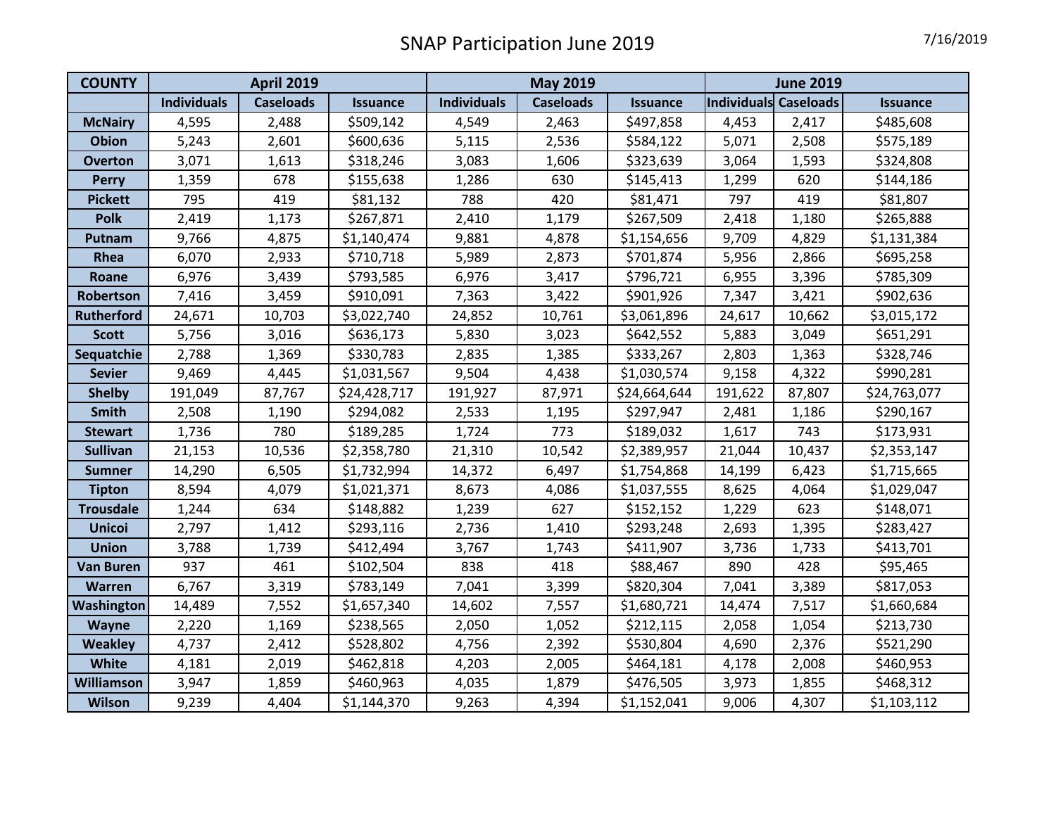# SNAP Participation June 2019

7/16/2019

| COUNTY | April 2019 | | | May 2019 | | | June 2019 | | |
|---|---|---|---|---|---|---|---|---|---|
| | Individuals | Caseloads | Issuance | Individuals | Caseloads | Issuance | Individuals | Caseloads | Issuance |
| McNairy | 4,595 | 2,488 | $509,142 | 4,549 | 2,463 | $497,858 | 4,453 | 2,417 | $485,608 |
| Obion | 5,243 | 2,601 | $600,636 | 5,115 | 2,536 | $584,122 | 5,071 | 2,508 | $575,189 |
| Overton | 3,071 | 1,613 | $318,246 | 3,083 | 1,606 | $323,639 | 3,064 | 1,593 | $324,808 |
| Perry | 1,359 | 678 | $155,638 | 1,286 | 630 | $145,413 | 1,299 | 620 | $144,186 |
| Pickett | 795 | 419 | $81,132 | 788 | 420 | $81,471 | 797 | 419 | $81,807 |
| Polk | 2,419 | 1,173 | $267,871 | 2,410 | 1,179 | $267,509 | 2,418 | 1,180 | $265,888 |
| Putnam | 9,766 | 4,875 | $1,140,474 | 9,881 | 4,878 | $1,154,656 | 9,709 | 4,829 | $1,131,384 |
| Rhea | 6,070 | 2,933 | $710,718 | 5,989 | 2,873 | $701,874 | 5,956 | 2,866 | $695,258 |
| Roane | 6,976 | 3,439 | $793,585 | 6,976 | 3,417 | $796,721 | 6,955 | 3,396 | $785,309 |
| Robertson | 7,416 | 3,459 | $910,091 | 7,363 | 3,422 | $901,926 | 7,347 | 3,421 | $902,636 |
| Rutherford | 24,671 | 10,703 | $3,022,740 | 24,852 | 10,761 | $3,061,896 | 24,617 | 10,662 | $3,015,172 |
| Scott | 5,756 | 3,016 | $636,173 | 5,830 | 3,023 | $642,552 | 5,883 | 3,049 | $651,291 |
| Sequatchie | 2,788 | 1,369 | $330,783 | 2,835 | 1,385 | $333,267 | 2,803 | 1,363 | $328,746 |
| Sevier | 9,469 | 4,445 | $1,031,567 | 9,504 | 4,438 | $1,030,574 | 9,158 | 4,322 | $990,281 |
| Shelby | 191,049 | 87,767 | $24,428,717 | 191,927 | 87,971 | $24,664,644 | 191,622 | 87,807 | $24,763,077 |
| Smith | 2,508 | 1,190 | $294,082 | 2,533 | 1,195 | $297,947 | 2,481 | 1,186 | $290,167 |
| Stewart | 1,736 | 780 | $189,285 | 1,724 | 773 | $189,032 | 1,617 | 743 | $173,931 |
| Sullivan | 21,153 | 10,536 | $2,358,780 | 21,310 | 10,542 | $2,389,957 | 21,044 | 10,437 | $2,353,147 |
| Sumner | 14,290 | 6,505 | $1,732,994 | 14,372 | 6,497 | $1,754,868 | 14,199 | 6,423 | $1,715,665 |
| Tipton | 8,594 | 4,079 | $1,021,371 | 8,673 | 4,086 | $1,037,555 | 8,625 | 4,064 | $1,029,047 |
| Trousdale | 1,244 | 634 | $148,882 | 1,239 | 627 | $152,152 | 1,229 | 623 | $148,071 |
| Unicoi | 2,797 | 1,412 | $293,116 | 2,736 | 1,410 | $293,248 | 2,693 | 1,395 | $283,427 |
| Union | 3,788 | 1,739 | $412,494 | 3,767 | 1,743 | $411,907 | 3,736 | 1,733 | $413,701 |
| Van Buren | 937 | 461 | $102,504 | 838 | 418 | $88,467 | 890 | 428 | $95,465 |
| Warren | 6,767 | 3,319 | $783,149 | 7,041 | 3,399 | $820,304 | 7,041 | 3,389 | $817,053 |
| Washington | 14,489 | 7,552 | $1,657,340 | 14,602 | 7,557 | $1,680,721 | 14,474 | 7,517 | $1,660,684 |
| Wayne | 2,220 | 1,169 | $238,565 | 2,050 | 1,052 | $212,115 | 2,058 | 1,054 | $213,730 |
| Weakley | 4,737 | 2,412 | $528,802 | 4,756 | 2,392 | $530,804 | 4,690 | 2,376 | $521,290 |
| White | 4,181 | 2,019 | $462,818 | 4,203 | 2,005 | $464,181 | 4,178 | 2,008 | $460,953 |
| Williamson | 3,947 | 1,859 | $460,963 | 4,035 | 1,879 | $476,505 | 3,973 | 1,855 | $468,312 |
| Wilson | 9,239 | 4,404 | $1,144,370 | 9,263 | 4,394 | $1,152,041 | 9,006 | 4,307 | $1,103,112 |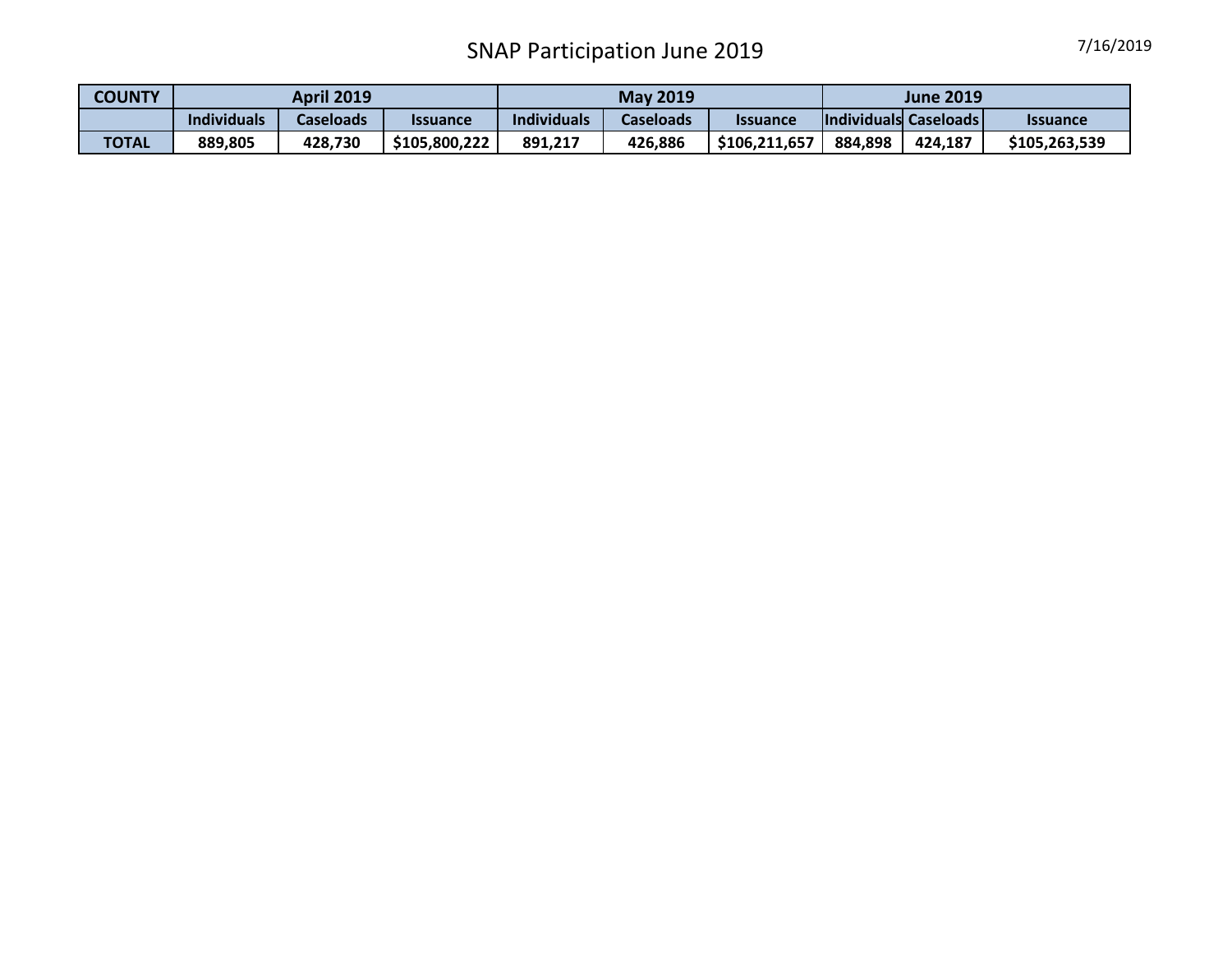# SNAP Participation June 2019

7/16/2019

| COUNTY | April 2019 | | | May 2019 | | | June 2019 | | |
|---|---|---|---|---|---|---|---|---|---|
| | Individuals | Caseloads | Issuance | Individuals | Caseloads | Issuance | Individuals | Caseloads | Issuance |
| TOTAL | 889,805 | 428,730 | $105,800,222 | 891,217 | 426,886 | $106,211,657 | 884,898 | 424,187 | $105,263,539 |